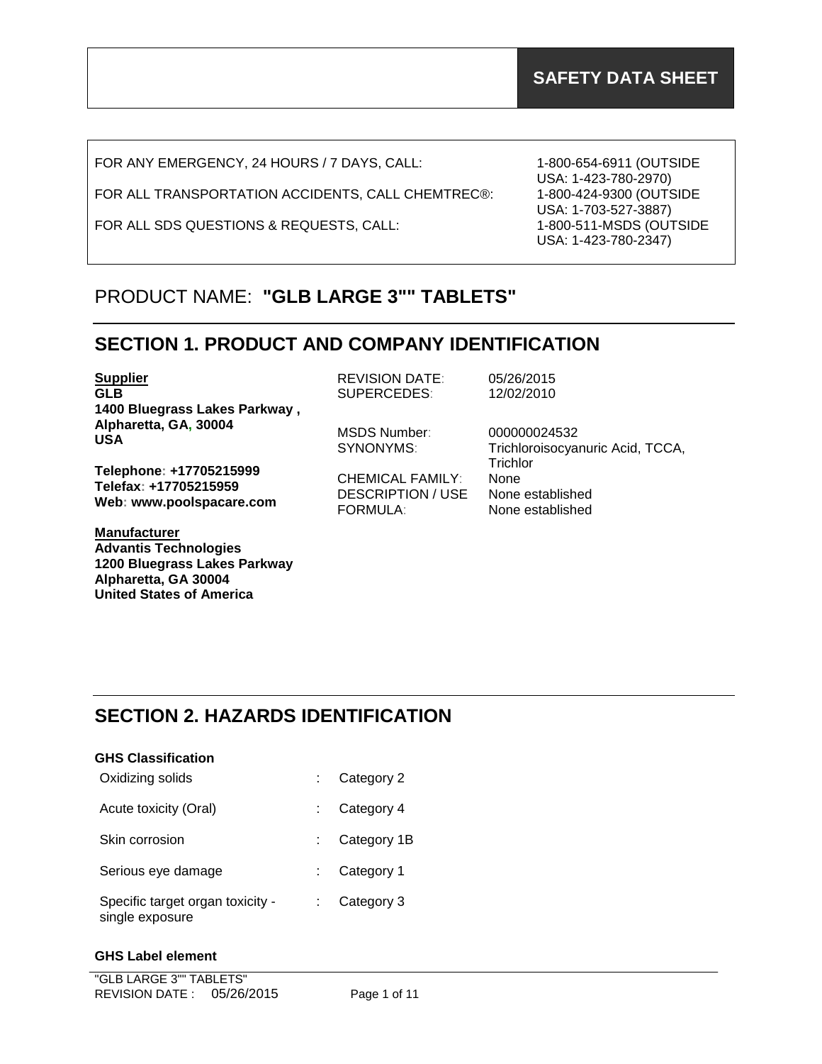# SAFETY DATA SHEET

FOR ANY EMERGENCY, 24 HOURS / 7 DAYS, CALL: 1-800-654-6911 (OUTSIDE USA: 1-423-780-2970)

FOR ALL TRANSPORTATION ACCIDENTS, CALL CHEMTREC®: 1-800-424-9300 (OUTSIDE USA: 1-703-527-3887)

FOR ALL SDS QUESTIONS & REQUESTS, CALL: 1-800-511-MSDS (OUTSIDE USA: 1-423-780-2347)

PRODUCT NAME: **"GLB LARGE 3"" TABLETS"**

## SECTION 1. PRODUCT AND COMPANY IDENTIFICATION

**Supplier**
**GLB**
**1400 Bluegrass Lakes Parkway ,**
**Alpharetta, GA, 30004**
**USA**

**Telephone: +17705215999**
**Telefax: +17705215959**
**Web: www.poolspacare.com**

**Manufacturer**
**Advantis Technologies**
**1200 Bluegrass Lakes Parkway**
**Alpharetta, GA 30004**
**United States of America**

REVISION DATE: 05/26/2015
SUPERCEDES: 12/02/2010

MSDS Number: 000000024532
SYNONYMS: Trichloroisocyanuric Acid, TCCA, Trichlor

CHEMICAL FAMILY: None
DESCRIPTION / USE None established
FORMULA: None established

## SECTION 2. HAZARDS IDENTIFICATION

**GHS Classification**

| | | |
|---|---|---|
| Oxidizing solids | : | Category 2 |
| Acute toxicity (Oral) | : | Category 4 |
| Skin corrosion | : | Category 1B |
| Serious eye damage | : | Category 1 |
| Specific target organ toxicity - single exposure | : | Category 3 |

**GHS Label element**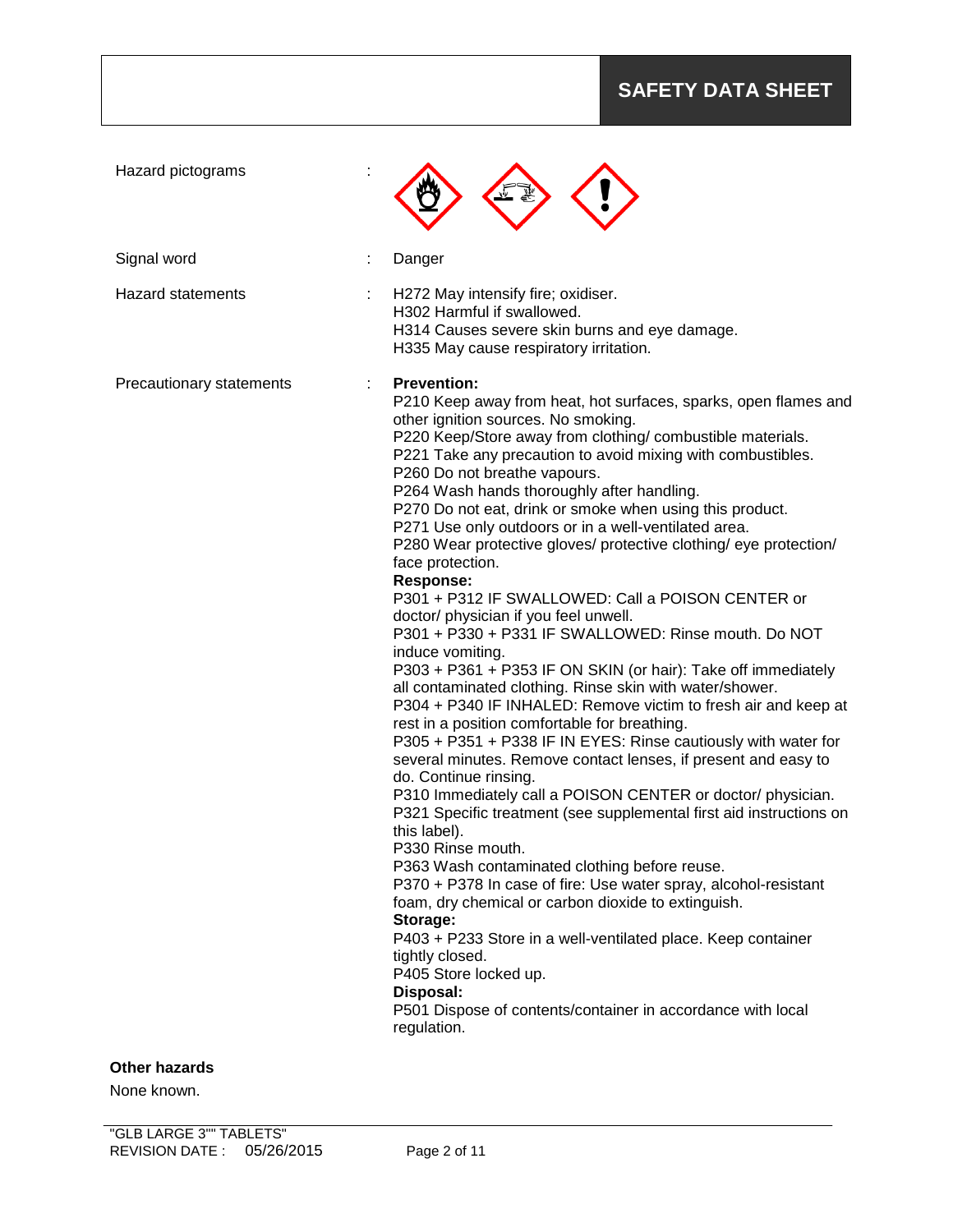| | | |
|---|---|---|
| Hazard pictograms | : | |
| Signal word | : | Danger |
| Hazard statements | : | H272 May intensify fire; oxidiser.<br>H302 Harmful if swallowed.<br>H314 Causes severe skin burns and eye damage.<br>H335 May cause respiratory irritation. |
| Precautionary statements | : | **Prevention:**<br>P210 Keep away from heat, hot surfaces, sparks, open flames and other ignition sources. No smoking.<br>P220 Keep/Store away from clothing/ combustible materials.<br>P221 Take any precaution to avoid mixing with combustibles.<br>P260 Do not breathe vapours.<br>P264 Wash hands thoroughly after handling.<br>P270 Do not eat, drink or smoke when using this product.<br>P271 Use only outdoors or in a well-ventilated area.<br>P280 Wear protective gloves/ protective clothing/ eye protection/ face protection.<br>**Response:**<br>P301 + P312 IF SWALLOWED: Call a POISON CENTER or doctor/ physician if you feel unwell.<br>P301 + P330 + P331 IF SWALLOWED: Rinse mouth. Do NOT induce vomiting.<br>P303 + P361 + P353 IF ON SKIN (or hair): Take off immediately all contaminated clothing. Rinse skin with water/shower.<br>P304 + P340 IF INHALED: Remove victim to fresh air and keep at rest in a position comfortable for breathing.<br>P305 + P351 + P338 IF IN EYES: Rinse cautiously with water for several minutes. Remove contact lenses, if present and easy to do. Continue rinsing.<br>P310 Immediately call a POISON CENTER or doctor/ physician.<br>P321 Specific treatment (see supplemental first aid instructions on this label).<br>P330 Rinse mouth.<br>P363 Wash contaminated clothing before reuse.<br>P370 + P378 In case of fire: Use water spray, alcohol-resistant foam, dry chemical or carbon dioxide to extinguish.<br>**Storage:**<br>P403 + P233 Store in a well-ventilated place. Keep container tightly closed.<br>P405 Store locked up.<br>**Disposal:**<br>P501 Dispose of contents/container in accordance with local regulation. |

**Other hazards**

None known.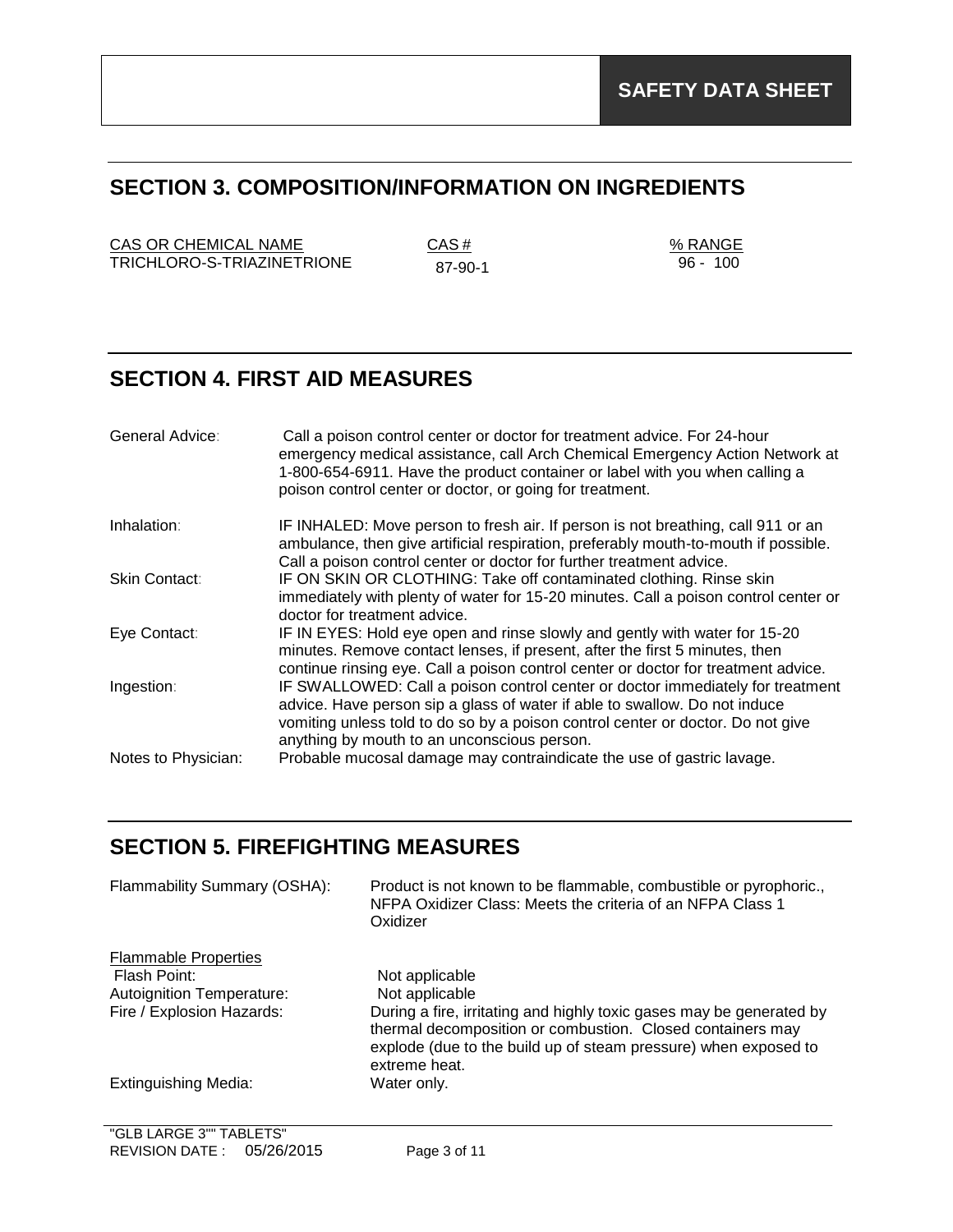**SAFETY DATA SHEET**

## SECTION 3. COMPOSITION/INFORMATION ON INGREDIENTS

| CAS OR CHEMICAL NAME | CAS # | % RANGE |
|---|---|---|
| TRICHLORO-S-TRIAZINETRIONE | 87-90-1 | 96 - 100 |

## SECTION 4. FIRST AID MEASURES

| | |
|---|---|
| General Advice: | Call a poison control center or doctor for treatment advice. For 24-hour emergency medical assistance, call Arch Chemical Emergency Action Network at 1-800-654-6911. Have the product container or label with you when calling a poison control center or doctor, or going for treatment. |
| Inhalation: | IF INHALED: Move person to fresh air. If person is not breathing, call 911 or an ambulance, then give artificial respiration, preferably mouth-to-mouth if possible. Call a poison control center or doctor for further treatment advice. |
| Skin Contact: | IF ON SKIN OR CLOTHING: Take off contaminated clothing. Rinse skin immediately with plenty of water for 15-20 minutes. Call a poison control center or doctor for treatment advice. |
| Eye Contact: | IF IN EYES: Hold eye open and rinse slowly and gently with water for 15-20 minutes. Remove contact lenses, if present, after the first 5 minutes, then continue rinsing eye. Call a poison control center or doctor for treatment advice. |
| Ingestion: | IF SWALLOWED: Call a poison control center or doctor immediately for treatment advice. Have person sip a glass of water if able to swallow. Do not induce vomiting unless told to do so by a poison control center or doctor. Do not give anything by mouth to an unconscious person. |
| Notes to Physician: | Probable mucosal damage may contraindicate the use of gastric lavage. |

## SECTION 5. FIREFIGHTING MEASURES

| | |
|---|---|
| Flammability Summary (OSHA): | Product is not known to be flammable, combustible or pyrophoric., NFPA Oxidizer Class: Meets the criteria of an NFPA Class 1 Oxidizer |

Flammable Properties

| | |
|---|---|
| Flash Point: | Not applicable |
| Autoignition Temperature: | Not applicable |
| Fire / Explosion Hazards: | During a fire, irritating and highly toxic gases may be generated by thermal decomposition or combustion. Closed containers may explode (due to the build up of steam pressure) when exposed to extreme heat. |
| Extinguishing Media: | Water only. |

"GLB LARGE 3"" TABLETS"
REVISION DATE : 05/26/2015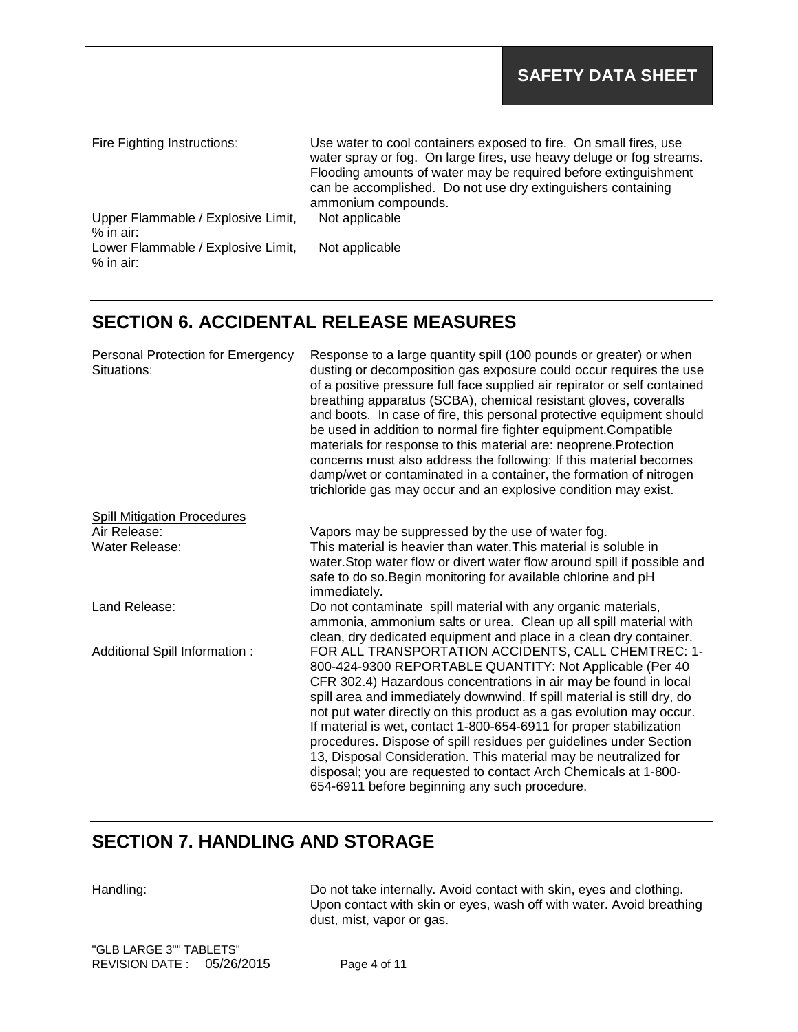| | |
|---|---|
| Fire Fighting Instructions: | Use water to cool containers exposed to fire. On small fires, use water spray or fog. On large fires, use heavy deluge or fog streams. Flooding amounts of water may be required before extinguishment can be accomplished. Do not use dry extinguishers containing ammonium compounds. |
| Upper Flammable / Explosive Limit, % in air: | Not applicable |
| Lower Flammable / Explosive Limit, % in air: | Not applicable |

## SECTION 6. ACCIDENTAL RELEASE MEASURES

| | |
|---|---|
| Personal Protection for Emergency Situations: | Response to a large quantity spill (100 pounds or greater) or when dusting or decomposition gas exposure could occur requires the use of a positive pressure full face supplied air repirator or self contained breathing apparatus (SCBA), chemical resistant gloves, coveralls and boots. In case of fire, this personal protective equipment should be used in addition to normal fire fighter equipment.Compatible materials for response to this material are: neoprene.Protection concerns must also address the following: If this material becomes damp/wet or contaminated in a container, the formation of nitrogen trichloride gas may occur and an explosive condition may exist. |

Spill Mitigation Procedures

| | |
|---|---|
| Air Release: | Vapors may be suppressed by the use of water fog. |
| Water Release: | This material is heavier than water.This material is soluble in water.Stop water flow or divert water flow around spill if possible and safe to do so.Begin monitoring for available chlorine and pH immediately. |
| Land Release: | Do not contaminate spill material with any organic materials, ammonia, ammonium salts or urea. Clean up all spill material with clean, dry dedicated equipment and place in a clean dry container. |
| Additional Spill Information : | FOR ALL TRANSPORTATION ACCIDENTS, CALL CHEMTREC: 1-800-424-9300 REPORTABLE QUANTITY: Not Applicable (Per 40 CFR 302.4) Hazardous concentrations in air may be found in local spill area and immediately downwind. If spill material is still dry, do not put water directly on this product as a gas evolution may occur. If material is wet, contact 1-800-654-6911 for proper stabilization procedures. Dispose of spill residues per guidelines under Section 13, Disposal Consideration. This material may be neutralized for disposal; you are requested to contact Arch Chemicals at 1-800-654-6911 before beginning any such procedure. |

## SECTION 7. HANDLING AND STORAGE

| | |
|---|---|
| Handling: | Do not take internally. Avoid contact with skin, eyes and clothing. Upon contact with skin or eyes, wash off with water. Avoid breathing dust, mist, vapor or gas. |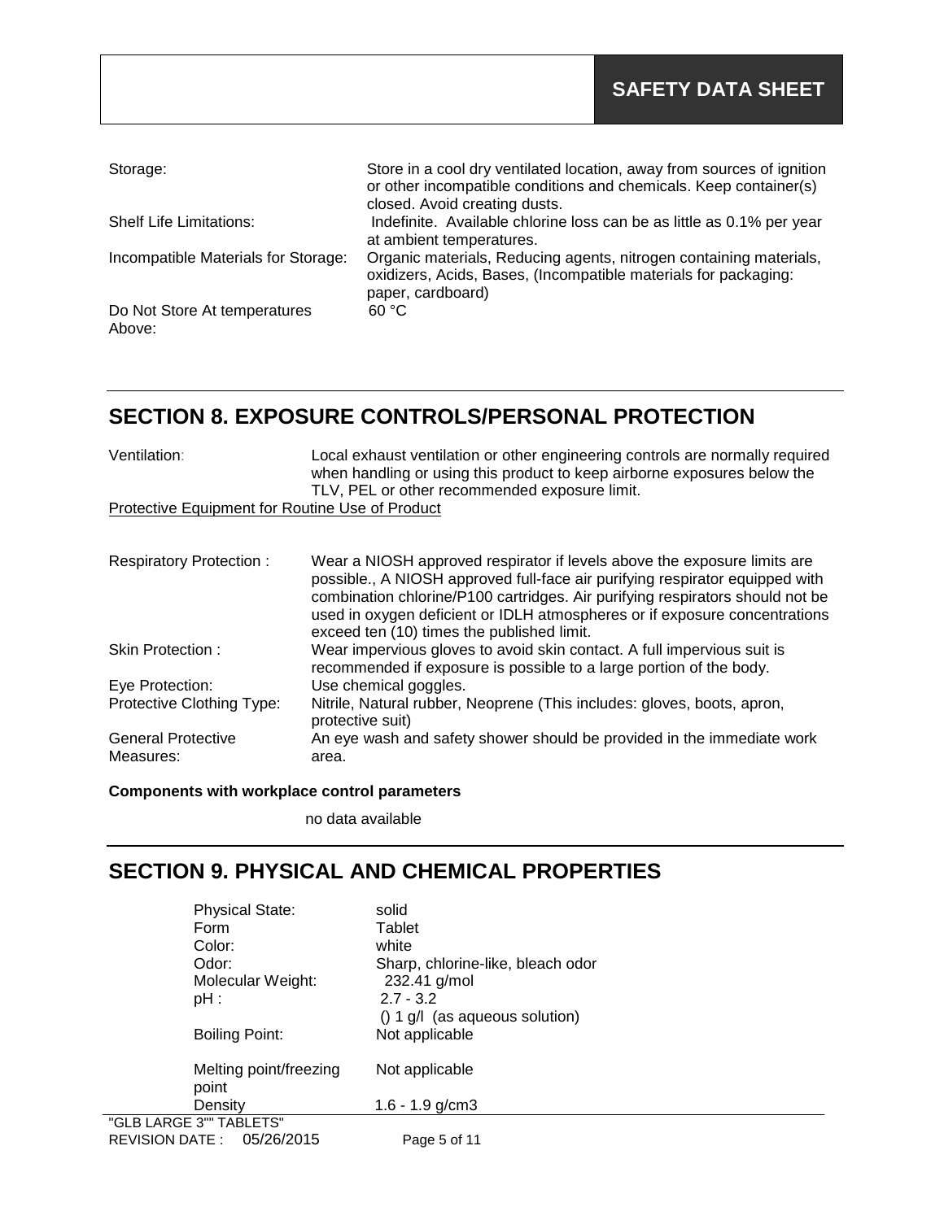| | |
|---|---|
| Storage: | Store in a cool dry ventilated location, away from sources of ignition or other incompatible conditions and chemicals. Keep container(s) closed. Avoid creating dusts. |
| Shelf Life Limitations: | Indefinite. Available chlorine loss can be as little as 0.1% per year at ambient temperatures. |
| Incompatible Materials for Storage: | Organic materials, Reducing agents, nitrogen containing materials, oxidizers, Acids, Bases, (Incompatible materials for packaging: paper, cardboard) |
| Do Not Store At temperatures Above: | 60 °C |

## SECTION 8. EXPOSURE CONTROLS/PERSONAL PROTECTION

| | |
|---|---|
| Ventilation: | Local exhaust ventilation or other engineering controls are normally required when handling or using this product to keep airborne exposures below the TLV, PEL or other recommended exposure limit. |

Protective Equipment for Routine Use of Product

| | |
|---|---|
| Respiratory Protection : | Wear a NIOSH approved respirator if levels above the exposure limits are possible., A NIOSH approved full-face air purifying respirator equipped with combination chlorine/P100 cartridges. Air purifying respirators should not be used in oxygen deficient or IDLH atmospheres or if exposure concentrations exceed ten (10) times the published limit. |
| Skin Protection : | Wear impervious gloves to avoid skin contact. A full impervious suit is recommended if exposure is possible to a large portion of the body. |
| Eye Protection: | Use chemical goggles. |
| Protective Clothing Type: | Nitrile, Natural rubber, Neoprene (This includes: gloves, boots, apron, protective suit) |
| General Protective Measures: | An eye wash and safety shower should be provided in the immediate work area. |

**Components with workplace control parameters**

no data available

## SECTION 9. PHYSICAL AND CHEMICAL PROPERTIES

| | |
|---|---|
| Physical State: | solid |
| Form | Tablet |
| Color: | white |
| Odor: | Sharp, chlorine-like, bleach odor |
| Molecular Weight: | 232.41 g/mol |
| pH : | 2.7 - 3.2<br>() 1 g/l (as aqueous solution) |
| Boiling Point: | Not applicable |
| Melting point/freezing point | Not applicable |
| Density | 1.6 - 1.9 g/cm3 |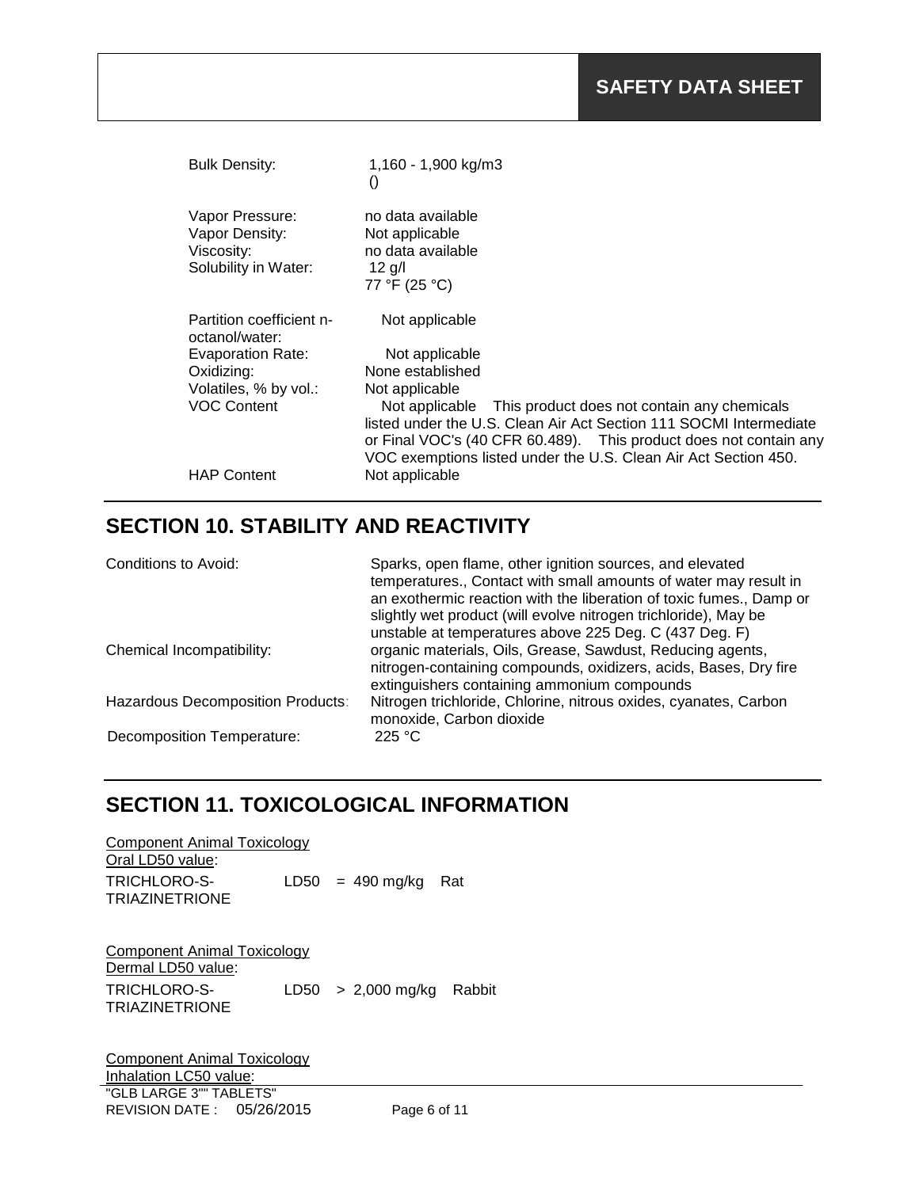| | |
|---|---|
| Bulk Density: | 1,160 - 1,900 kg/m3 () |
| Vapor Pressure: | no data available |
| Vapor Density: | Not applicable |
| Viscosity: | no data available |
| Solubility in Water: | 12 g/l 77 °F (25 °C) |
| Partition coefficient n-octanol/water: | Not applicable |
| Evaporation Rate: | Not applicable |
| Oxidizing: | None established |
| Volatiles, % by vol.: | Not applicable |
| VOC Content | Not applicable This product does not contain any chemicals listed under the U.S. Clean Air Act Section 111 SOCMI Intermediate or Final VOC's (40 CFR 60.489). This product does not contain any VOC exemptions listed under the U.S. Clean Air Act Section 450. |
| HAP Content | Not applicable |

## SECTION 10. STABILITY AND REACTIVITY

| | |
|---|---|
| Conditions to Avoid: | Sparks, open flame, other ignition sources, and elevated temperatures., Contact with small amounts of water may result in an exothermic reaction with the liberation of toxic fumes., Damp or slightly wet product (will evolve nitrogen trichloride), May be unstable at temperatures above 225 Deg. C (437 Deg. F) |
| Chemical Incompatibility: | organic materials, Oils, Grease, Sawdust, Reducing agents, nitrogen-containing compounds, oxidizers, acids, Bases, Dry fire extinguishers containing ammonium compounds |
| Hazardous Decomposition Products: | Nitrogen trichloride, Chlorine, nitrous oxides, cyanates, Carbon monoxide, Carbon dioxide |
| Decomposition Temperature: | 225 °C |

## SECTION 11. TOXICOLOGICAL INFORMATION

Component Animal Toxicology
Oral LD50 value:

| | | | |
|---|---|---|---|
| TRICHLORO-S-TRIAZINETRIONE | LD50 | = 490 mg/kg | Rat |

Component Animal Toxicology
Dermal LD50 value:

| | | | |
|---|---|---|---|
| TRICHLORO-S-TRIAZINETRIONE | LD50 | > 2,000 mg/kg | Rabbit |

Component Animal Toxicology
Inhalation LC50 value: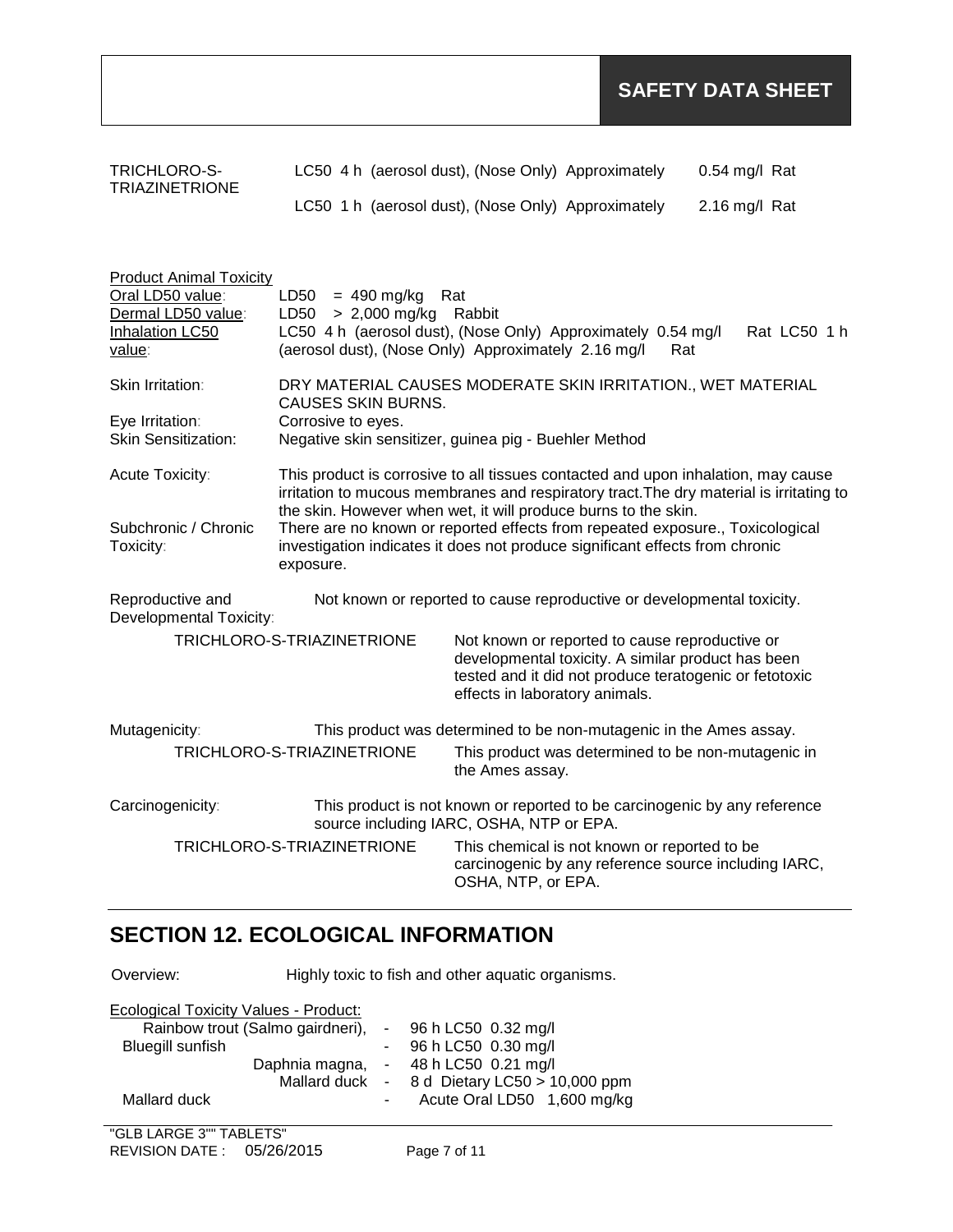| | |
|---|---|
| TRICHLORO-S-TRIAZINETRIONE | LC50 4 h (aerosol dust), (Nose Only) Approximately 0.54 mg/l Rat |
| | LC50 1 h (aerosol dust), (Nose Only) Approximately 2.16 mg/l Rat |

Product Animal Toxicity

| | |
|---|---|
| Oral LD50 value: | LD50 = 490 mg/kg Rat |
| Dermal LD50 value: | LD50 > 2,000 mg/kg Rabbit |
| Inhalation LC50 value: | LC50 4 h (aerosol dust), (Nose Only) Approximately 0.54 mg/l Rat LC50 1 h (aerosol dust), (Nose Only) Approximately 2.16 mg/l Rat |

Skin Irritation: DRY MATERIAL CAUSES MODERATE SKIN IRRITATION., WET MATERIAL CAUSES SKIN BURNS.

Eye Irritation: Corrosive to eyes.

Skin Sensitization: Negative skin sensitizer, guinea pig - Buehler Method

Acute Toxicity: This product is corrosive to all tissues contacted and upon inhalation, may cause irritation to mucous membranes and respiratory tract.The dry material is irritating to the skin. However when wet, it will produce burns to the skin.

Subchronic / Chronic Toxicity: There are no known or reported effects from repeated exposure., Toxicological investigation indicates it does not produce significant effects from chronic exposure.

Reproductive and Developmental Toxicity: Not known or reported to cause reproductive or developmental toxicity.

TRICHLORO-S-TRIAZINETRIONE: Not known or reported to cause reproductive or developmental toxicity. A similar product has been tested and it did not produce teratogenic or fetotoxic effects in laboratory animals.

Mutagenicity: This product was determined to be non-mutagenic in the Ames assay.

TRICHLORO-S-TRIAZINETRIONE: This product was determined to be non-mutagenic in the Ames assay.

Carcinogenicity: This product is not known or reported to be carcinogenic by any reference source including IARC, OSHA, NTP or EPA.

TRICHLORO-S-TRIAZINETRIONE: This chemical is not known or reported to be carcinogenic by any reference source including IARC, OSHA, NTP, or EPA.

## SECTION 12. ECOLOGICAL INFORMATION

Overview: Highly toxic to fish and other aquatic organisms.

Ecological Toxicity Values - Product:

| | | |
|---|---|---|
| Rainbow trout (Salmo gairdneri), | - | 96 h LC50 0.32 mg/l |
| Bluegill sunfish | - | 96 h LC50 0.30 mg/l |
| Daphnia magna, | - | 48 h LC50 0.21 mg/l |
| Mallard duck | - | 8 d Dietary LC50 > 10,000 ppm |
| Mallard duck | - | Acute Oral LD50 1,600 mg/kg |

"GLB LARGE 3"" TABLETS"
REVISION DATE : 05/26/2015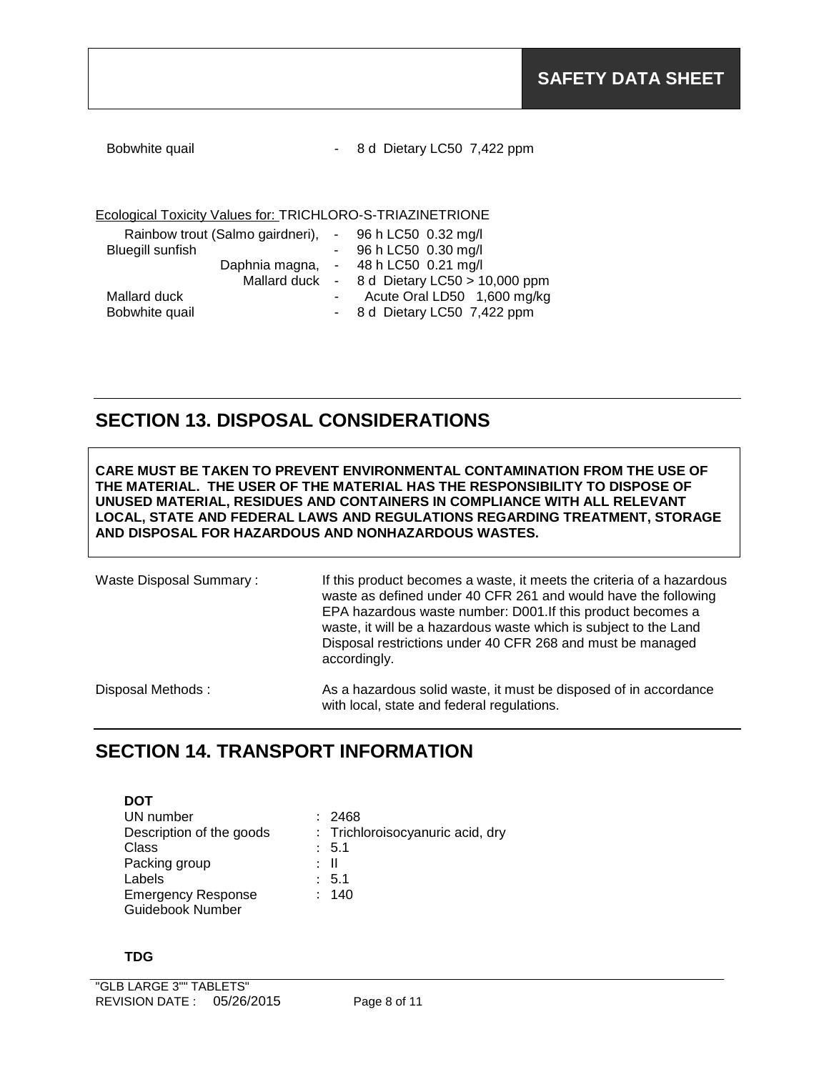Bobwhite quail - 8 d Dietary LC50 7,422 ppm

Ecological Toxicity Values for: TRICHLORO-S-TRIAZINETRIONE

| | | |
|---|---|---|
| Rainbow trout (Salmo gairdneri), | - | 96 h LC50 0.32 mg/l |
| Bluegill sunfish | - | 96 h LC50 0.30 mg/l |
| Daphnia magna, | - | 48 h LC50 0.21 mg/l |
| Mallard duck | - | 8 d Dietary LC50 > 10,000 ppm |
| Mallard duck | - | Acute Oral LD50 1,600 mg/kg |
| Bobwhite quail | - | 8 d Dietary LC50 7,422 ppm |

## SECTION 13. DISPOSAL CONSIDERATIONS

**CARE MUST BE TAKEN TO PREVENT ENVIRONMENTAL CONTAMINATION FROM THE USE OF THE MATERIAL. THE USER OF THE MATERIAL HAS THE RESPONSIBILITY TO DISPOSE OF UNUSED MATERIAL, RESIDUES AND CONTAINERS IN COMPLIANCE WITH ALL RELEVANT LOCAL, STATE AND FEDERAL LAWS AND REGULATIONS REGARDING TREATMENT, STORAGE AND DISPOSAL FOR HAZARDOUS AND NONHAZARDOUS WASTES.**

Waste Disposal Summary : If this product becomes a waste, it meets the criteria of a hazardous waste as defined under 40 CFR 261 and would have the following EPA hazardous waste number: D001.If this product becomes a waste, it will be a hazardous waste which is subject to the Land Disposal restrictions under 40 CFR 268 and must be managed accordingly.

Disposal Methods : As a hazardous solid waste, it must be disposed of in accordance with local, state and federal regulations.

## SECTION 14. TRANSPORT INFORMATION

**DOT**

| | |
|---|---|
| UN number | : 2468 |
| Description of the goods | : Trichloroisocyanuric acid, dry |
| Class | : 5.1 |
| Packing group | : II |
| Labels | : 5.1 |
| Emergency Response Guidebook Number | : 140 |

**TDG**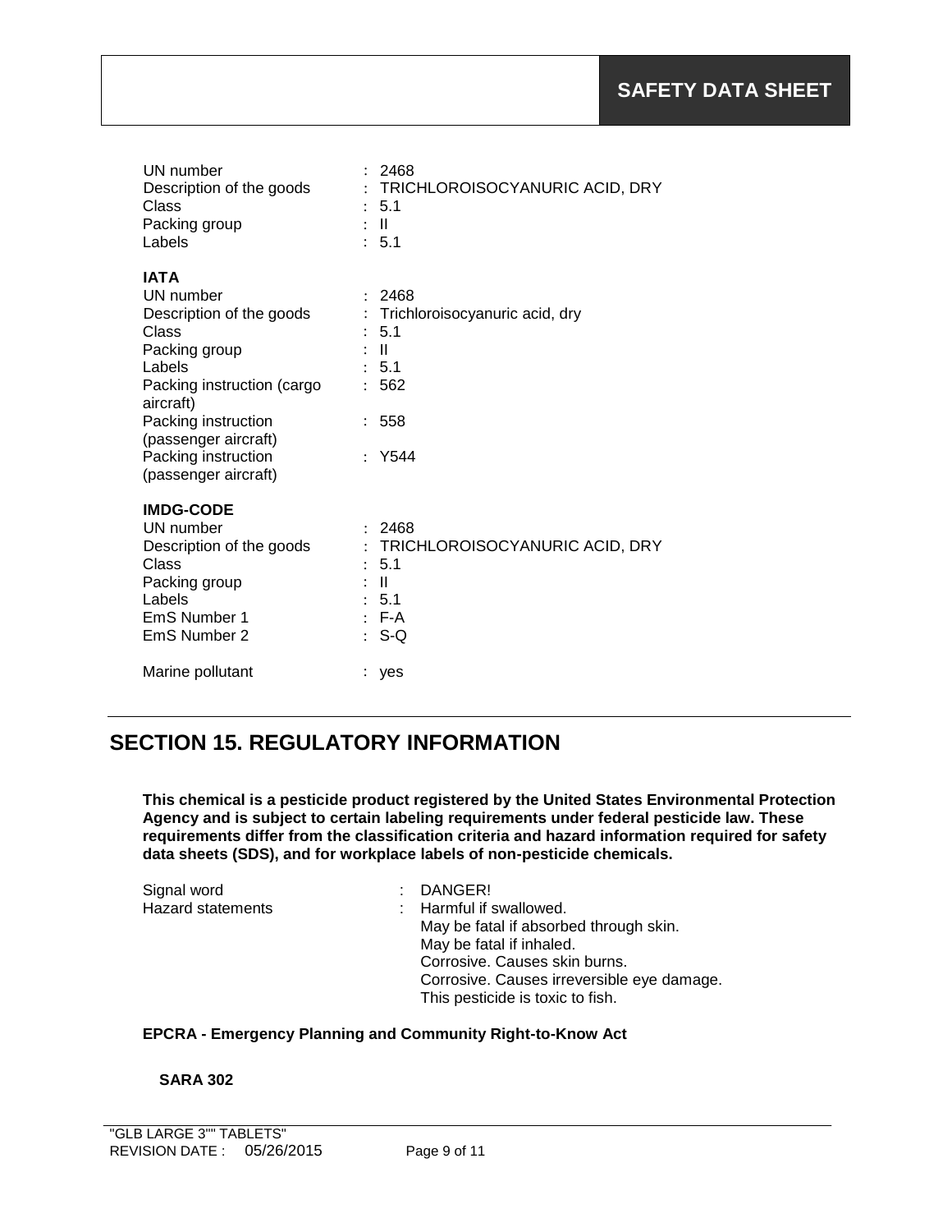| | |
|---|---|
| UN number | : 2468 |
| Description of the goods | : TRICHLOROISOCYANURIC ACID, DRY |
| Class | : 5.1 |
| Packing group | : II |
| Labels | : 5.1 |

**IATA**

| | |
|---|---|
| UN number | : 2468 |
| Description of the goods | : Trichloroisocyanuric acid, dry |
| Class | : 5.1 |
| Packing group | : II |
| Labels | : 5.1 |
| Packing instruction (cargo aircraft) | : 562 |
| Packing instruction (passenger aircraft) | : 558 |
| Packing instruction (passenger aircraft) | : Y544 |

**IMDG-CODE**

| | |
|---|---|
| UN number | : 2468 |
| Description of the goods | : TRICHLOROISOCYANURIC ACID, DRY |
| Class | : 5.1 |
| Packing group | : II |
| Labels | : 5.1 |
| EmS Number 1 | : F-A |
| EmS Number 2 | : S-Q |
| Marine pollutant | : yes |

## SECTION 15. REGULATORY INFORMATION

**This chemical is a pesticide product registered by the United States Environmental Protection Agency and is subject to certain labeling requirements under federal pesticide law. These requirements differ from the classification criteria and hazard information required for safety data sheets (SDS), and for workplace labels of non-pesticide chemicals.**

Signal word : DANGER!

Hazard statements : Harmful if swallowed.
May be fatal if absorbed through skin.
May be fatal if inhaled.
Corrosive. Causes skin burns.
Corrosive. Causes irreversible eye damage.
This pesticide is toxic to fish.

**EPCRA - Emergency Planning and Community Right-to-Know Act**

**SARA 302**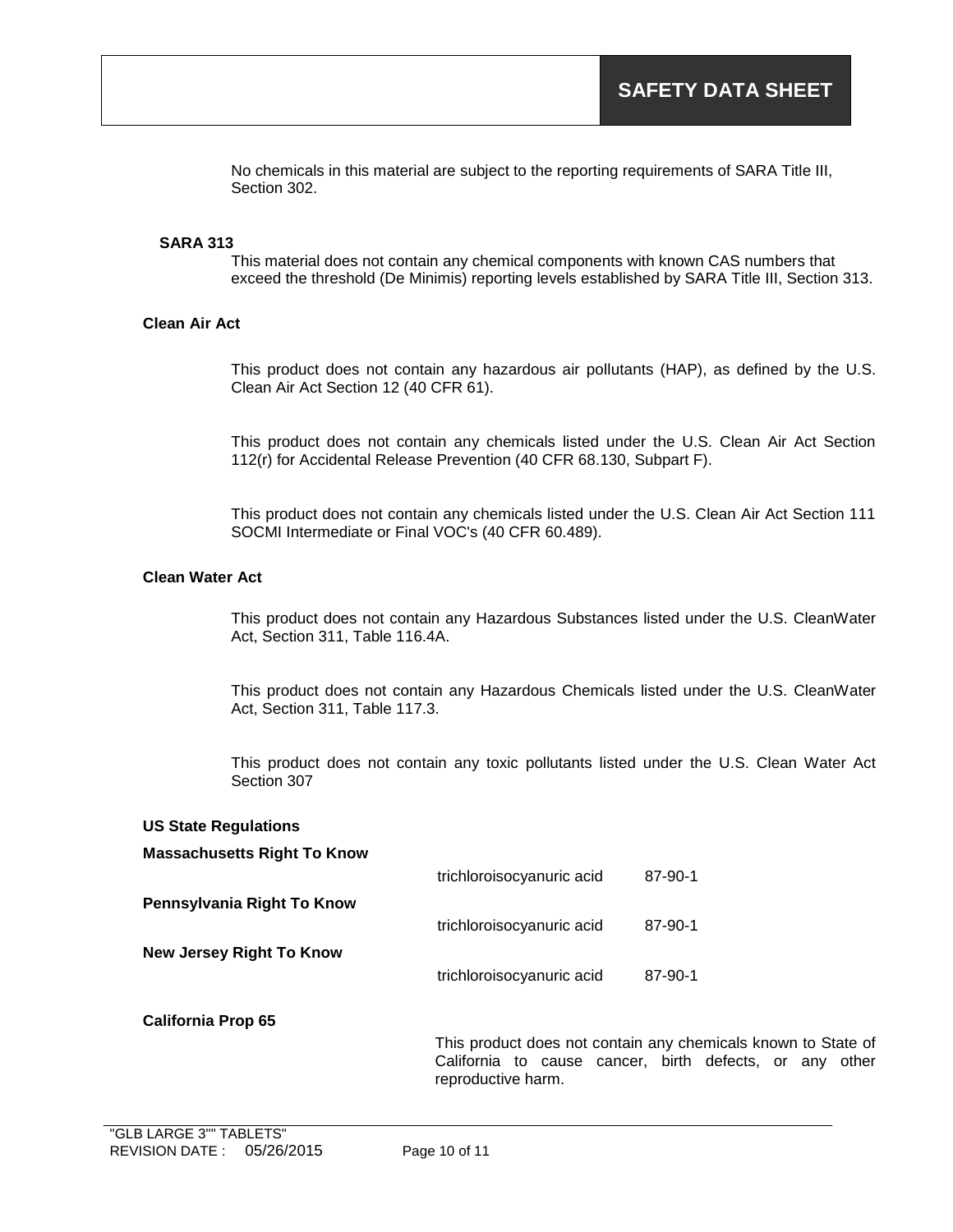No chemicals in this material are subject to the reporting requirements of SARA Title III, Section 302.

**SARA 313**

This material does not contain any chemical components with known CAS numbers that exceed the threshold (De Minimis) reporting levels established by SARA Title III, Section 313.

**Clean Air Act**

This product does not contain any hazardous air pollutants (HAP), as defined by the U.S. Clean Air Act Section 12 (40 CFR 61).

This product does not contain any chemicals listed under the U.S. Clean Air Act Section 112(r) for Accidental Release Prevention (40 CFR 68.130, Subpart F).

This product does not contain any chemicals listed under the U.S. Clean Air Act Section 111 SOCMI Intermediate or Final VOC's (40 CFR 60.489).

**Clean Water Act**

This product does not contain any Hazardous Substances listed under the U.S. CleanWater Act, Section 311, Table 116.4A.

This product does not contain any Hazardous Chemicals listed under the U.S. CleanWater Act, Section 311, Table 117.3.

This product does not contain any toxic pollutants listed under the U.S. Clean Water Act Section 307

**US State Regulations**

**Massachusetts Right To Know**

| | | |
|---|---|---|
| | trichloroisocyanuric acid | 87-90-1 |

**Pennsylvania Right To Know**

| | | |
|---|---|---|
| | trichloroisocyanuric acid | 87-90-1 |

**New Jersey Right To Know**

| | | |
|---|---|---|
| | trichloroisocyanuric acid | 87-90-1 |

**California Prop 65**

This product does not contain any chemicals known to State of California to cause cancer, birth defects, or any other reproductive harm.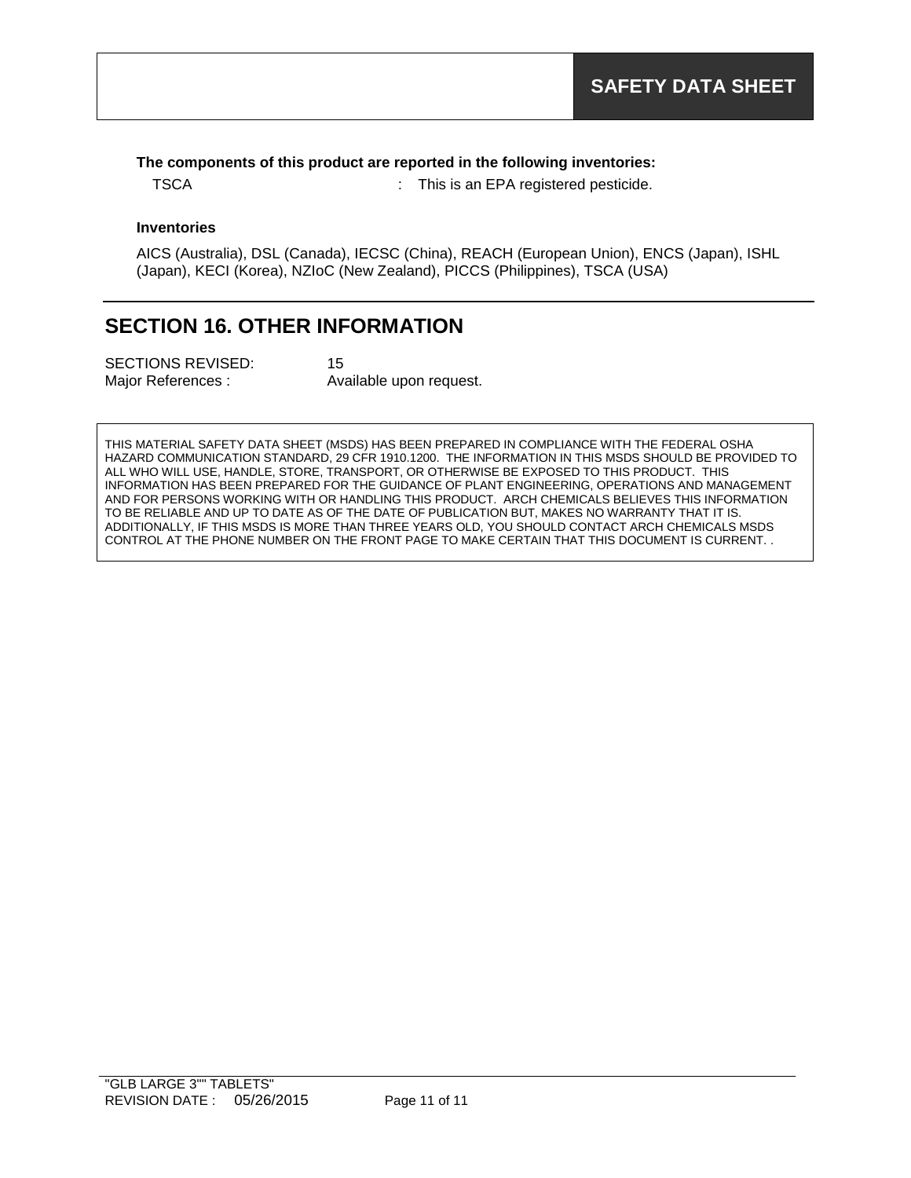**The components of this product are reported in the following inventories:**

TSCA : This is an EPA registered pesticide.

**Inventories**

AICS (Australia), DSL (Canada), IECSC (China), REACH (European Union), ENCS (Japan), ISHL (Japan), KECI (Korea), NZIoC (New Zealand), PICCS (Philippines), TSCA (USA)

## SECTION 16. OTHER INFORMATION

SECTIONS REVISED: 15
Major References : Available upon request.

THIS MATERIAL SAFETY DATA SHEET (MSDS) HAS BEEN PREPARED IN COMPLIANCE WITH THE FEDERAL OSHA HAZARD COMMUNICATION STANDARD, 29 CFR 1910.1200. THE INFORMATION IN THIS MSDS SHOULD BE PROVIDED TO ALL WHO WILL USE, HANDLE, STORE, TRANSPORT, OR OTHERWISE BE EXPOSED TO THIS PRODUCT. THIS INFORMATION HAS BEEN PREPARED FOR THE GUIDANCE OF PLANT ENGINEERING, OPERATIONS AND MANAGEMENT AND FOR PERSONS WORKING WITH OR HANDLING THIS PRODUCT. ARCH CHEMICALS BELIEVES THIS INFORMATION TO BE RELIABLE AND UP TO DATE AS OF THE DATE OF PUBLICATION BUT, MAKES NO WARRANTY THAT IT IS. ADDITIONALLY, IF THIS MSDS IS MORE THAN THREE YEARS OLD, YOU SHOULD CONTACT ARCH CHEMICALS MSDS CONTROL AT THE PHONE NUMBER ON THE FRONT PAGE TO MAKE CERTAIN THAT THIS DOCUMENT IS CURRENT. .